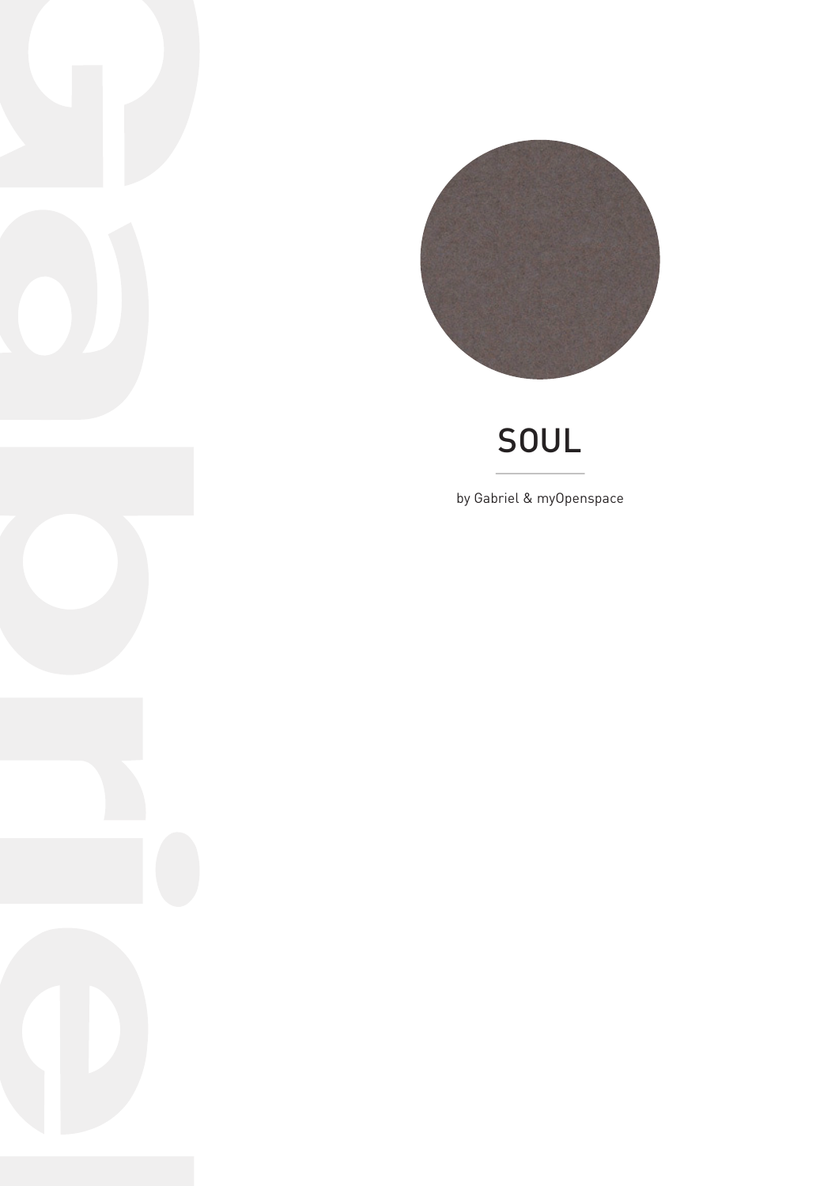# SOUL

by Gabriel & myOpenspace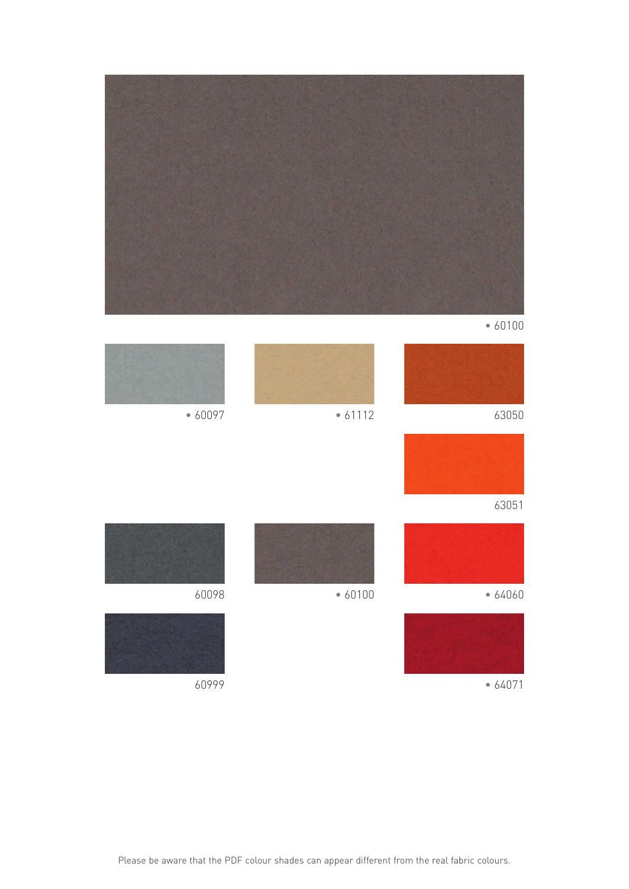• 60100

• 60097

• 61112

63050

63051

60098

• 60100

• 64060

60999

• 64071

Please be aware that the PDF colour shades can appear different from the real fabric colours.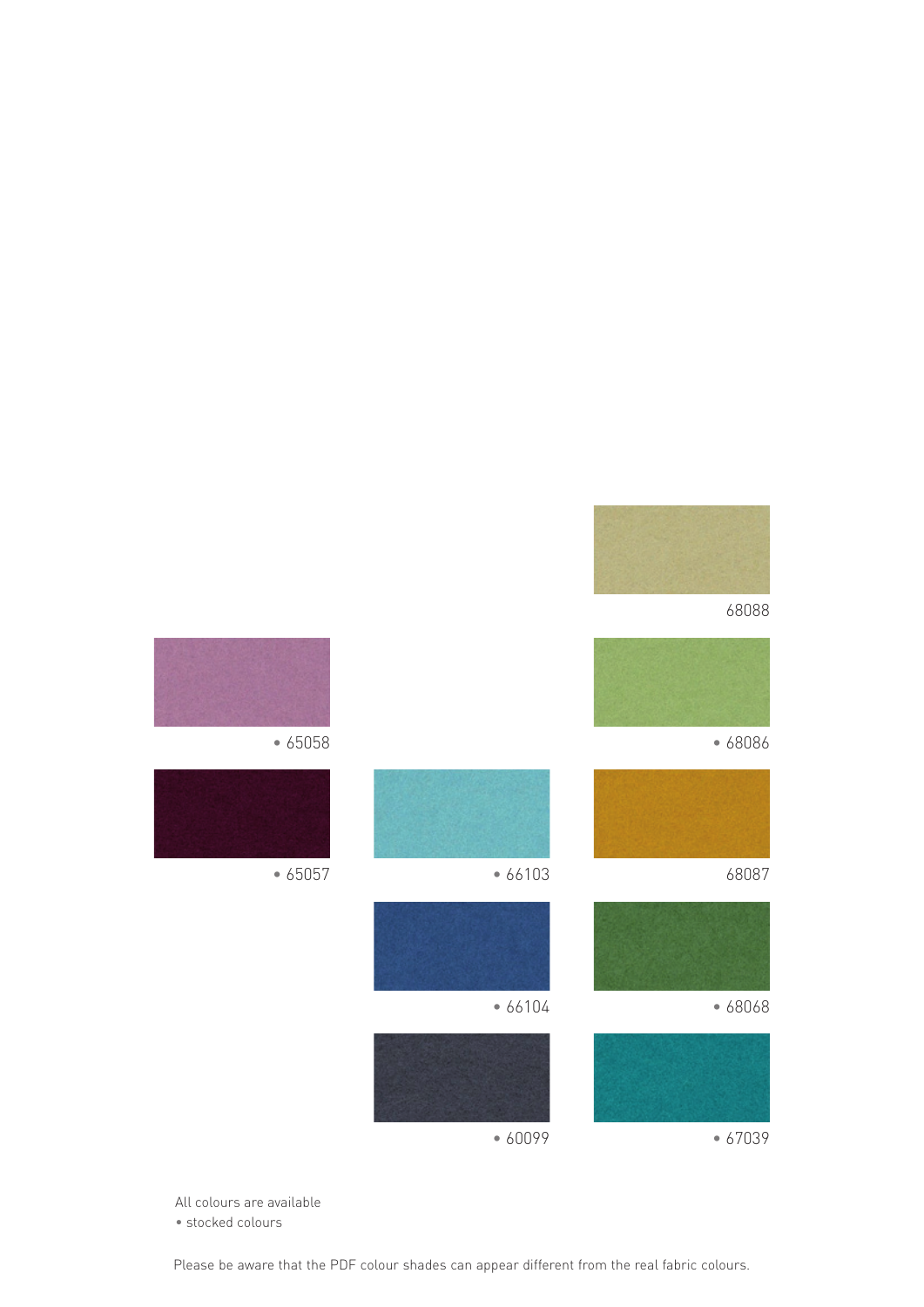68088

• 65058

• 68086

• 65057

• 66103

68087

• 66104

• 68068

• 60099

• 67039

All colours are available
• stocked colours

Please be aware that the PDF colour shades can appear different from the real fabric colours.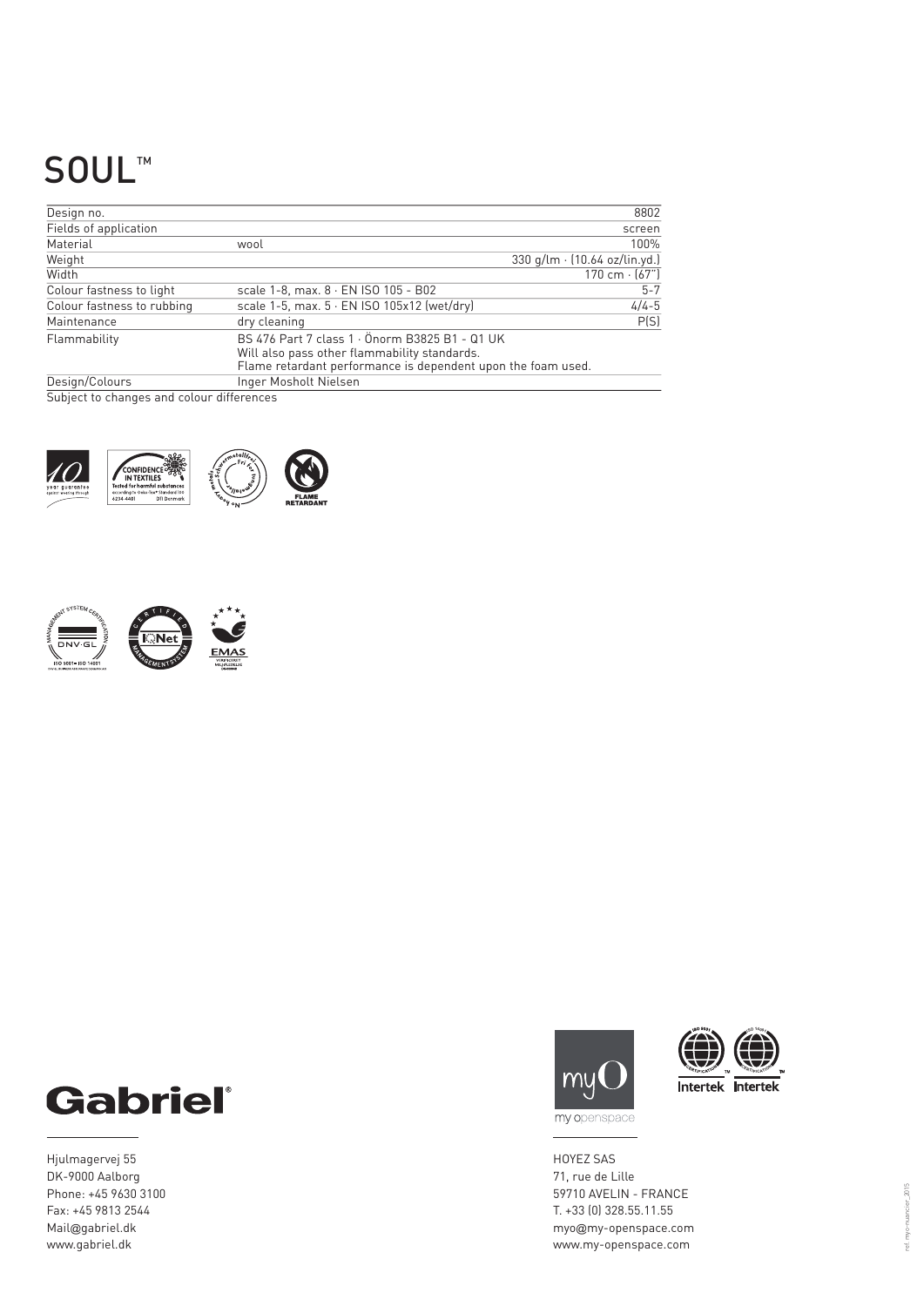# SOUL™

| | | |
|---|---|---|
| Design no. | | 8802 |
| Fields of application | | screen |
| Material | wool | 100% |
| Weight | | 330 g/lm · (10.64 oz/lin.yd.) |
| Width | | 170 cm · (67") |
| Colour fastness to light | scale 1-8, max. 8 · EN ISO 105 - B02 | 5-7 |
| Colour fastness to rubbing | scale 1-5, max. 5 · EN ISO 105x12 (wet/dry) | 4/4-5 |
| Maintenance | dry cleaning | P(S) |
| Flammability | BS 476 Part 7 class 1 · Önorm B3825 B1 - Q1 UK<br>Will also pass other flammability standards.<br>Flame retardant performance is dependent upon the foam used. | |
| Design/Colours | Inger Mosholt Nielsen | |

Subject to changes and colour differences

**Gabriel®**

Hjulmagervej 55
DK-9000 Aalborg
Phone: +45 9630 3100
Fax: +45 9813 2544
Mail@gabriel.dk
www.gabriel.dk

myO
my openspace

HOYEZ SAS
71, rue de Lille
59710 AVELIN - FRANCE
T. +33 (0) 328.55.11.55
myo@my-openspace.com
www.my-openspace.com

ref. myo-nuancier_2015